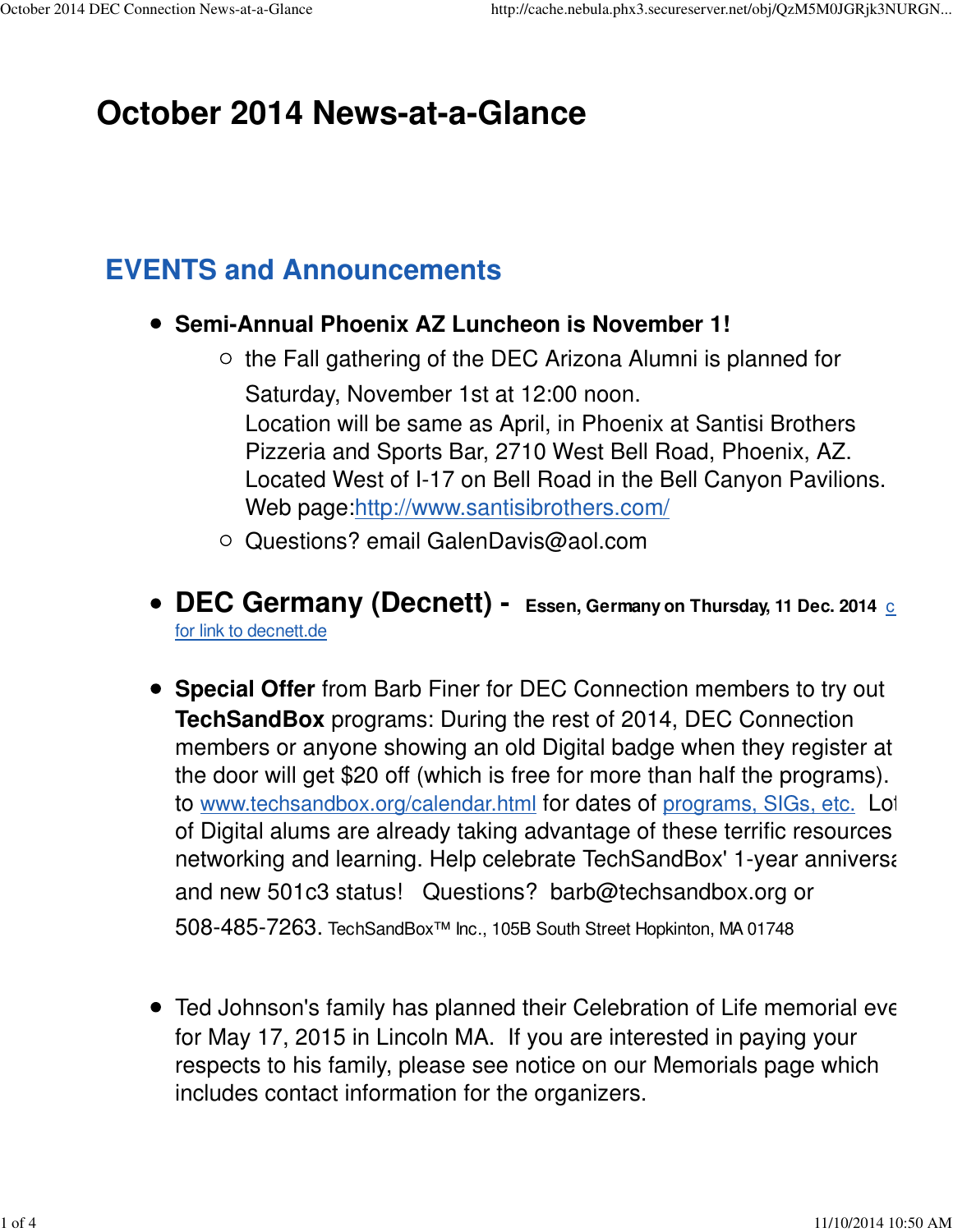# October 2014 News-at-a-Glance

## EVENTS and Announcements

- **Semi-Annual Phoenix AZ Luncheon is November 1!**
  - the Fall gathering of the DEC Arizona Alumni is planned for Saturday, November 1st at 12:00 noon.
    Location will be same as April, in Phoenix at Santisi Brothers Pizzeria and Sports Bar, 2710 West Bell Road, Phoenix, AZ. Located West of I-17 on Bell Road in the Bell Canyon Pavilions. Web page:http://www.santisibrothers.com/
  - Questions? email GalenDavis@aol.com

- **DEC Germany (Decnett) - Essen, Germany on Thursday, 11 Dec. 2014** c for link to decnett.de

- **Special Offer** from Barb Finer for DEC Connection members to try out **TechSandBox** programs: During the rest of 2014, DEC Connection members or anyone showing an old Digital badge when they register at the door will get $20 off (which is free for more than half the programs). to www.techsandbox.org/calendar.html for dates of programs, SIGs, etc. Lot of Digital alums are already taking advantage of these terrific resources networking and learning. Help celebrate TechSandBox' 1-year anniversa and new 501c3 status! Questions? barb@techsandbox.org or 508-485-7263. TechSandBox™ Inc., 105B South Street Hopkinton, MA 01748

- Ted Johnson's family has planned their Celebration of Life memorial eve for May 17, 2015 in Lincoln MA. If you are interested in paying your respects to his family, please see notice on our Memorials page which includes contact information for the organizers.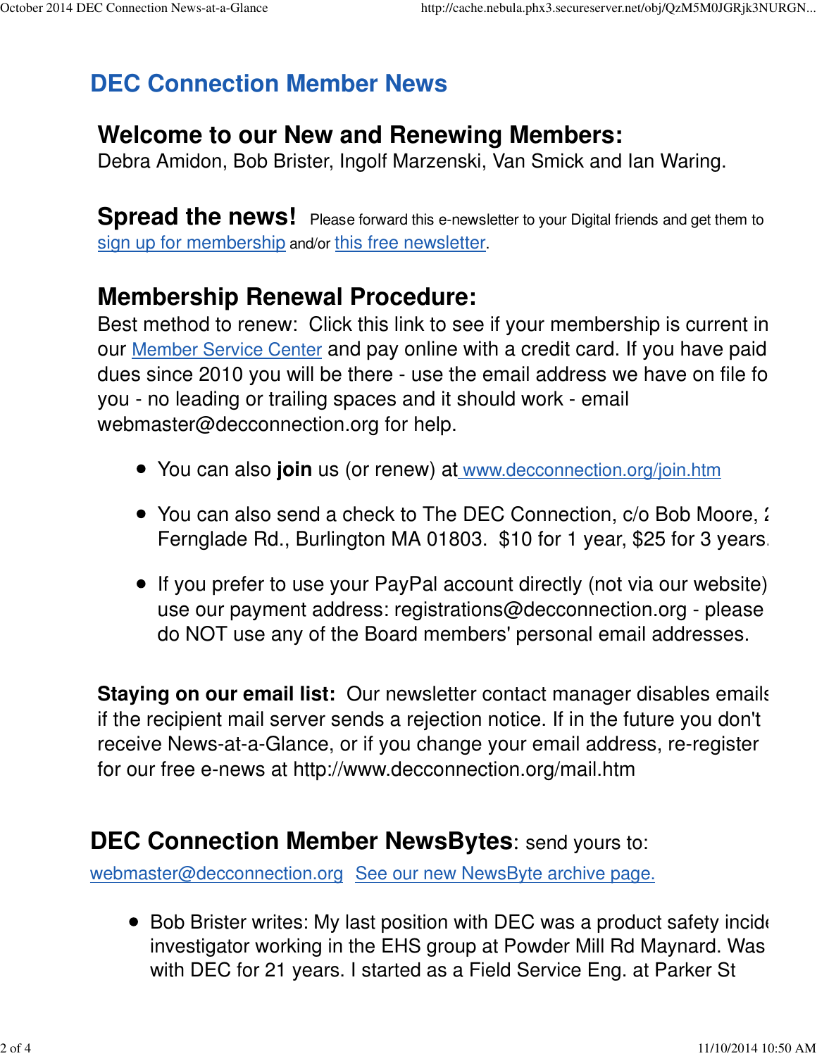# DEC Connection Member News

## Welcome to our New and Renewing Members:

Debra Amidon, Bob Brister, Ingolf Marzenski, Van Smick and Ian Waring.

**Spread the news!** Please forward this e-newsletter to your Digital friends and get them to sign up for membership and/or this free newsletter.

## Membership Renewal Procedure:

Best method to renew: Click this link to see if your membership is current in our Member Service Center and pay online with a credit card. If you have paid dues since 2010 you will be there - use the email address we have on file fo you - no leading or trailing spaces and it should work - email webmaster@decconnection.org for help.

- You can also **join** us (or renew) at www.decconnection.org/join.htm
- You can also send a check to The DEC Connection, c/o Bob Moore, 2 Fernglade Rd., Burlington MA 01803. $10 for 1 year, $25 for 3 years.
- If you prefer to use your PayPal account directly (not via our website) use our payment address: registrations@decconnection.org - please do NOT use any of the Board members' personal email addresses.

**Staying on our email list:** Our newsletter contact manager disables emails if the recipient mail server sends a rejection notice. If in the future you don't receive News-at-a-Glance, or if you change your email address, re-register for our free e-news at http://www.decconnection.org/mail.htm

## DEC Connection Member NewsBytes: send yours to:

webmaster@decconnection.org See our new NewsByte archive page.

- Bob Brister writes: My last position with DEC was a product safety incide investigator working in the EHS group at Powder Mill Rd Maynard. Was with DEC for 21 years. I started as a Field Service Eng. at Parker St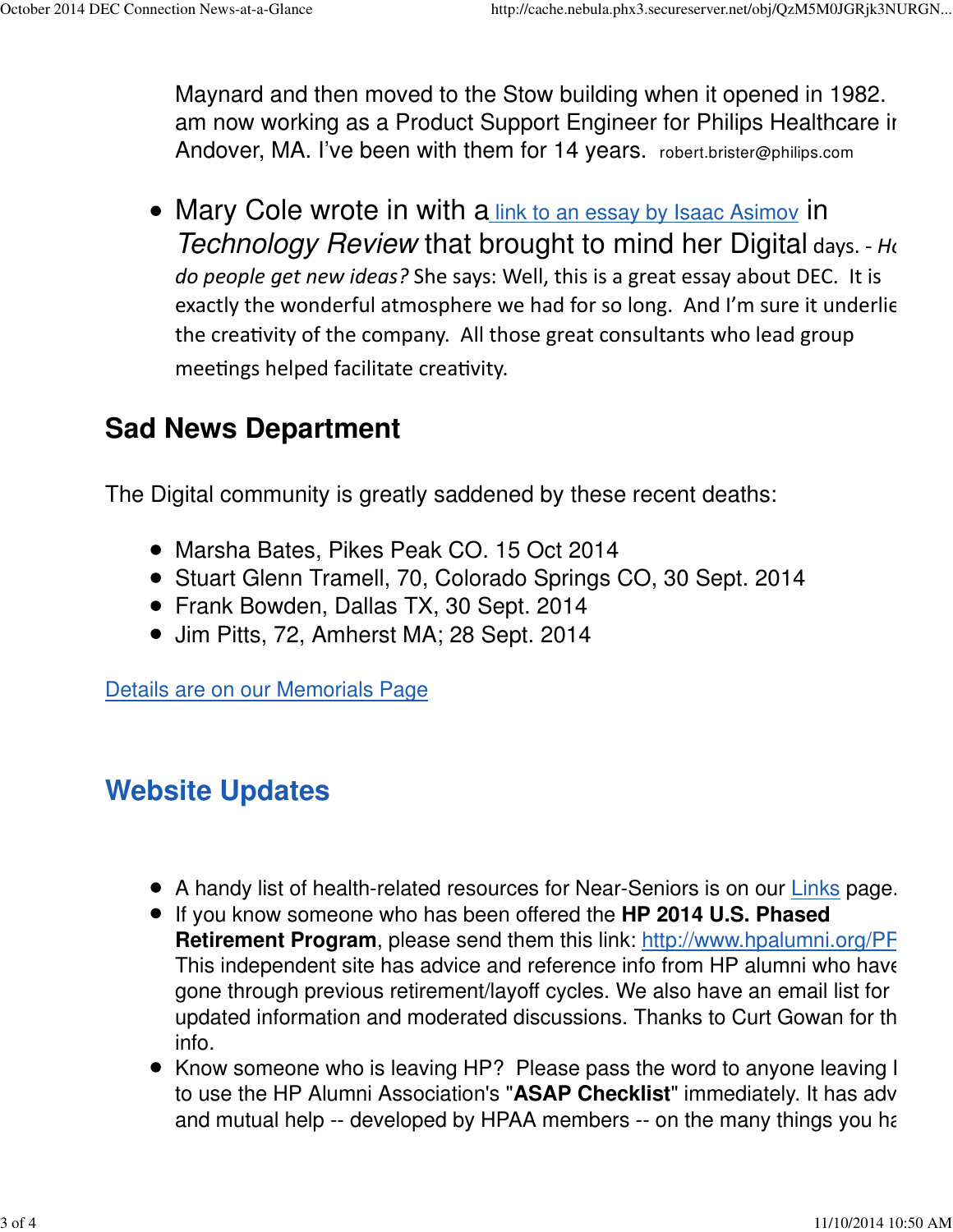Maynard and then moved to the Stow building when it opened in 1982. am now working as a Product Support Engineer for Philips Healthcare ir Andover, MA. I've been with them for 14 years. robert.brister@philips.com

- Mary Cole wrote in with a link to an essay by Isaac Asimov in *Technology Review* that brought to mind her Digital days. - *Ho do people get new ideas?* She says: Well, this is a great essay about DEC. It is exactly the wonderful atmosphere we had for so long. And I'm sure it underlie the creativity of the company. All those great consultants who lead group meetings helped facilitate creativity.

## Sad News Department

The Digital community is greatly saddened by these recent deaths:

- Marsha Bates, Pikes Peak CO. 15 Oct 2014
- Stuart Glenn Tramell, 70, Colorado Springs CO, 30 Sept. 2014
- Frank Bowden, Dallas TX, 30 Sept. 2014
- Jim Pitts, 72, Amherst MA; 28 Sept. 2014

Details are on our Memorials Page

## Website Updates

- A handy list of health-related resources for Near-Seniors is on our Links page.
- If you know someone who has been offered the **HP 2014 U.S. Phased Retirement Program**, please send them this link: http://www.hpalumni.org/PF This independent site has advice and reference info from HP alumni who have gone through previous retirement/layoff cycles. We also have an email list for updated information and moderated discussions. Thanks to Curt Gowan for th info.
- Know someone who is leaving HP? Please pass the word to anyone leaving I to use the HP Alumni Association's "**ASAP Checklist**" immediately. It has adv and mutual help -- developed by HPAA members -- on the many things you ha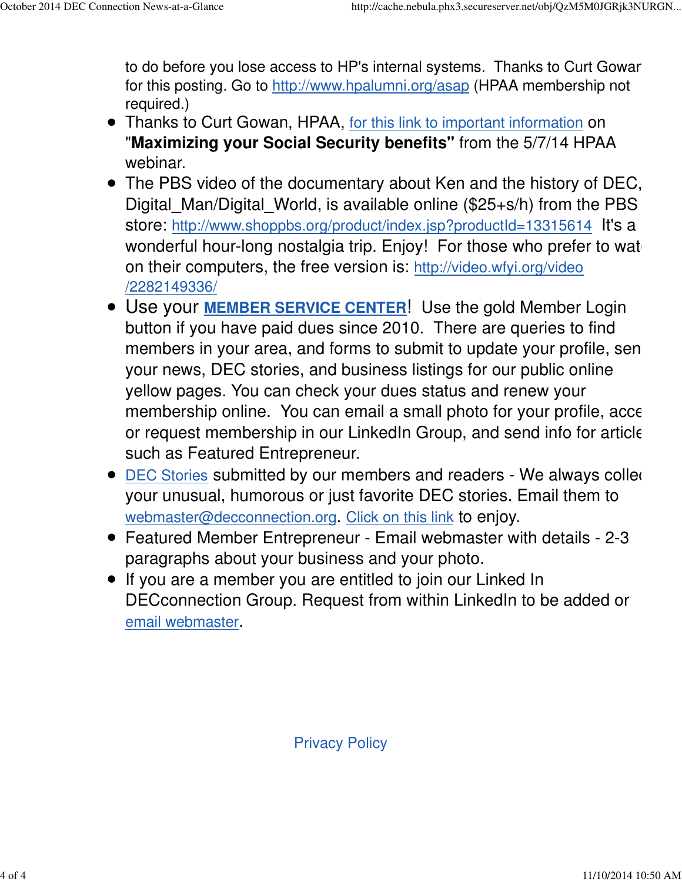to do before you lose access to HP's internal systems.  Thanks to Curt Gowar for this posting. Go to http://www.hpalumni.org/asap (HPAA membership not required.)

- Thanks to Curt Gowan, HPAA, for this link to important information on "**Maximizing your Social Security benefits"** from the 5/7/14 HPAA webinar.
- The PBS video of the documentary about Ken and the history of DEC, Digital_Man/Digital_World, is available online ($25+s/h) from the PBS store: http://www.shoppbs.org/product/index.jsp?productId=13315614  It's a wonderful hour-long nostalgia trip. Enjoy!  For those who prefer to wat on their computers, the free version is: http://video.wfyi.org/video/2282149336/
- Use your **MEMBER SERVICE CENTER**!  Use the gold Member Login button if you have paid dues since 2010.  There are queries to find members in your area, and forms to submit to update your profile, sen your news, DEC stories, and business listings for our public online yellow pages. You can check your dues status and renew your membership online.  You can email a small photo for your profile, acce or request membership in our LinkedIn Group, and send info for article such as Featured Entrepreneur.
- DEC Stories submitted by our members and readers - We always colle your unusual, humorous or just favorite DEC stories. Email them to webmaster@decconnection.org. Click on this link to enjoy.
- Featured Member Entrepreneur - Email webmaster with details - 2-3 paragraphs about your business and your photo.
- If you are a member you are entitled to join our Linked In DECconnection Group. Request from within LinkedIn to be added or email webmaster.

Privacy Policy